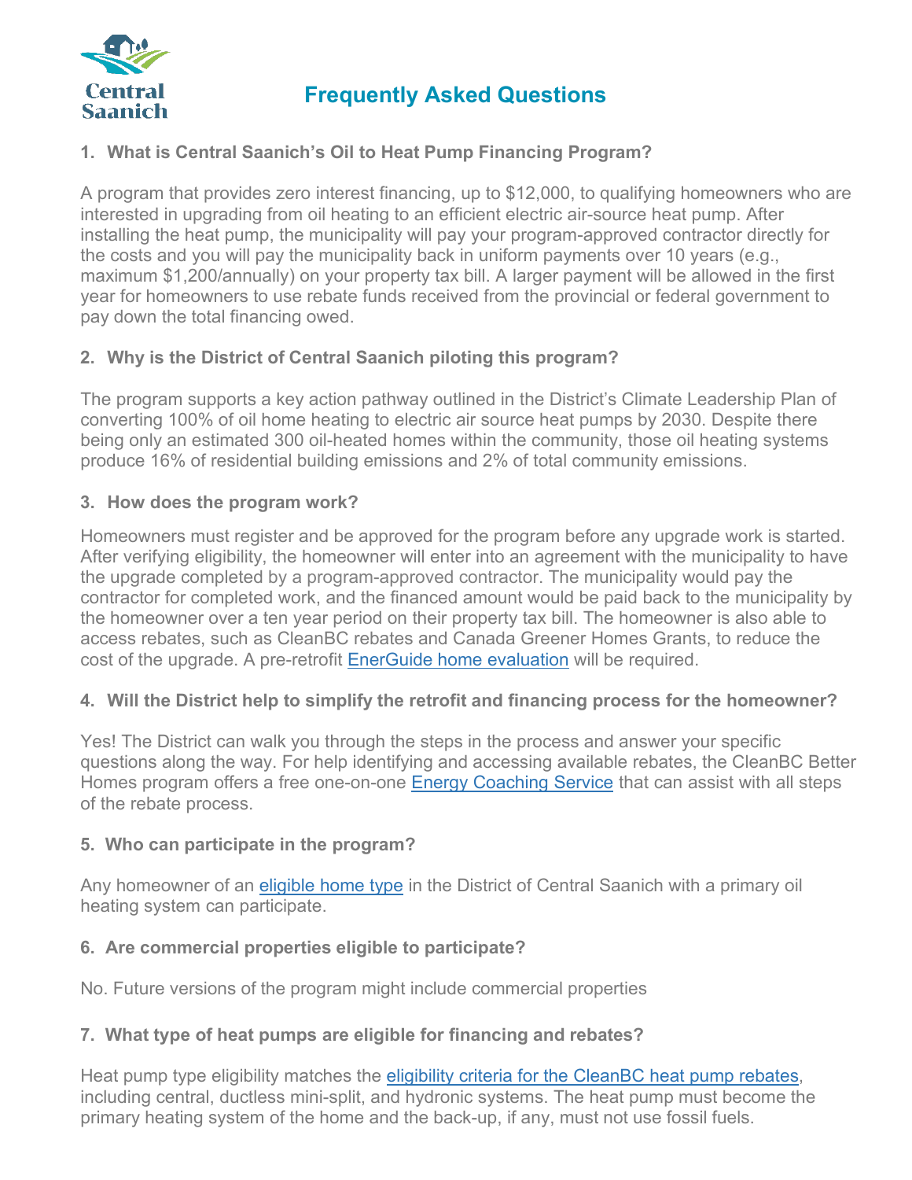Central Saanich

# Frequently Asked Questions

### 1. What is Central Saanich's Oil to Heat Pump Financing Program?

A program that provides zero interest financing, up to $12,000, to qualifying homeowners who are interested in upgrading from oil heating to an efficient electric air-source heat pump. After installing the heat pump, the municipality will pay your program-approved contractor directly for the costs and you will pay the municipality back in uniform payments over 10 years (e.g., maximum $1,200/annually) on your property tax bill. A larger payment will be allowed in the first year for homeowners to use rebate funds received from the provincial or federal government to pay down the total financing owed.

### 2. Why is the District of Central Saanich piloting this program?

The program supports a key action pathway outlined in the District's Climate Leadership Plan of converting 100% of oil home heating to electric air source heat pumps by 2030. Despite there being only an estimated 300 oil-heated homes within the community, those oil heating systems produce 16% of residential building emissions and 2% of total community emissions.

### 3. How does the program work?

Homeowners must register and be approved for the program before any upgrade work is started. After verifying eligibility, the homeowner will enter into an agreement with the municipality to have the upgrade completed by a program-approved contractor. The municipality would pay the contractor for completed work, and the financed amount would be paid back to the municipality by the homeowner over a ten year period on their property tax bill. The homeowner is also able to access rebates, such as CleanBC rebates and Canada Greener Homes Grants, to reduce the cost of the upgrade. A pre-retrofit EnerGuide home evaluation will be required.

### 4. Will the District help to simplify the retrofit and financing process for the homeowner?

Yes! The District can walk you through the steps in the process and answer your specific questions along the way. For help identifying and accessing available rebates, the CleanBC Better Homes program offers a free one-on-one Energy Coaching Service that can assist with all steps of the rebate process.

### 5. Who can participate in the program?

Any homeowner of an eligible home type in the District of Central Saanich with a primary oil heating system can participate.

### 6. Are commercial properties eligible to participate?

No. Future versions of the program might include commercial properties

### 7. What type of heat pumps are eligible for financing and rebates?

Heat pump type eligibility matches the eligibility criteria for the CleanBC heat pump rebates, including central, ductless mini-split, and hydronic systems. The heat pump must become the primary heating system of the home and the back-up, if any, must not use fossil fuels.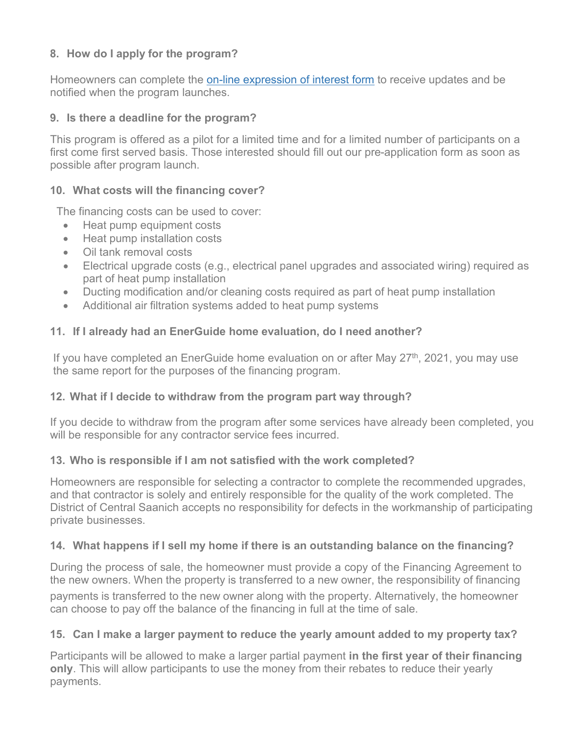**8. How do I apply for the program?**

Homeowners can complete the on-line expression of interest form to receive updates and be notified when the program launches.

**9. Is there a deadline for the program?**

This program is offered as a pilot for a limited time and for a limited number of participants on a first come first served basis. Those interested should fill out our pre-application form as soon as possible after program launch.

**10. What costs will the financing cover?**

The financing costs can be used to cover:

- Heat pump equipment costs
- Heat pump installation costs
- Oil tank removal costs
- Electrical upgrade costs (e.g., electrical panel upgrades and associated wiring) required as part of heat pump installation
- Ducting modification and/or cleaning costs required as part of heat pump installation
- Additional air filtration systems added to heat pump systems

**11. If I already had an EnerGuide home evaluation, do I need another?**

If you have completed an EnerGuide home evaluation on or after May 27th, 2021, you may use the same report for the purposes of the financing program.

**12. What if I decide to withdraw from the program part way through?**

If you decide to withdraw from the program after some services have already been completed, you will be responsible for any contractor service fees incurred.

**13. Who is responsible if I am not satisfied with the work completed?**

Homeowners are responsible for selecting a contractor to complete the recommended upgrades, and that contractor is solely and entirely responsible for the quality of the work completed. The District of Central Saanich accepts no responsibility for defects in the workmanship of participating private businesses.

**14. What happens if I sell my home if there is an outstanding balance on the financing?**

During the process of sale, the homeowner must provide a copy of the Financing Agreement to the new owners. When the property is transferred to a new owner, the responsibility of financing payments is transferred to the new owner along with the property. Alternatively, the homeowner can choose to pay off the balance of the financing in full at the time of sale.

**15. Can I make a larger payment to reduce the yearly amount added to my property tax?**

Participants will be allowed to make a larger partial payment **in the first year of their financing only**. This will allow participants to use the money from their rebates to reduce their yearly payments.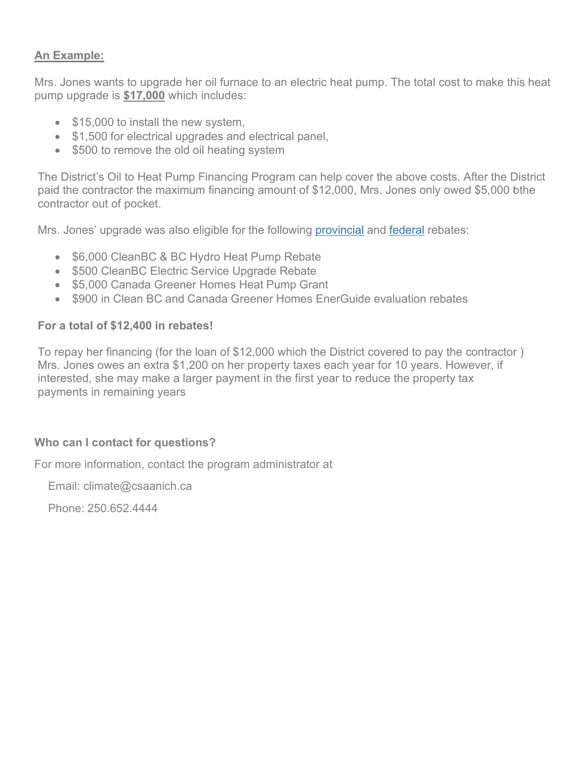**An Example:**

Mrs. Jones wants to upgrade her oil furnace to an electric heat pump. The total cost to make this heat pump upgrade is **$17,000** which includes:

- $15,000 to install the new system,
- $1,500 for electrical upgrades and electrical panel,
- $500 to remove the old oil heating system

The District's Oil to Heat Pump Financing Program can help cover the above costs. After the District paid the contractor the maximum financing amount of $12,000, Mrs. Jones only owed $5,000 to the contractor out of pocket.

Mrs. Jones' upgrade was also eligible for the following provincial and federal rebates:

- $6,000 CleanBC & BC Hydro Heat Pump Rebate
- $500 CleanBC Electric Service Upgrade Rebate
- $5,000 Canada Greener Homes Heat Pump Grant
- $900 in Clean BC and Canada Greener Homes EnerGuide evaluation rebates

**For a total of $12,400 in rebates!**

To repay her financing (for the loan of $12,000 which the District covered to pay the contractor ) Mrs. Jones owes an extra $1,200 on her property taxes each year for 10 years. However, if interested, she may make a larger payment in the first year to reduce the property tax payments in remaining years

**Who can I contact for questions?**

For more information, contact the program administrator at

Email: climate@csaanich.ca

Phone: 250.652.4444